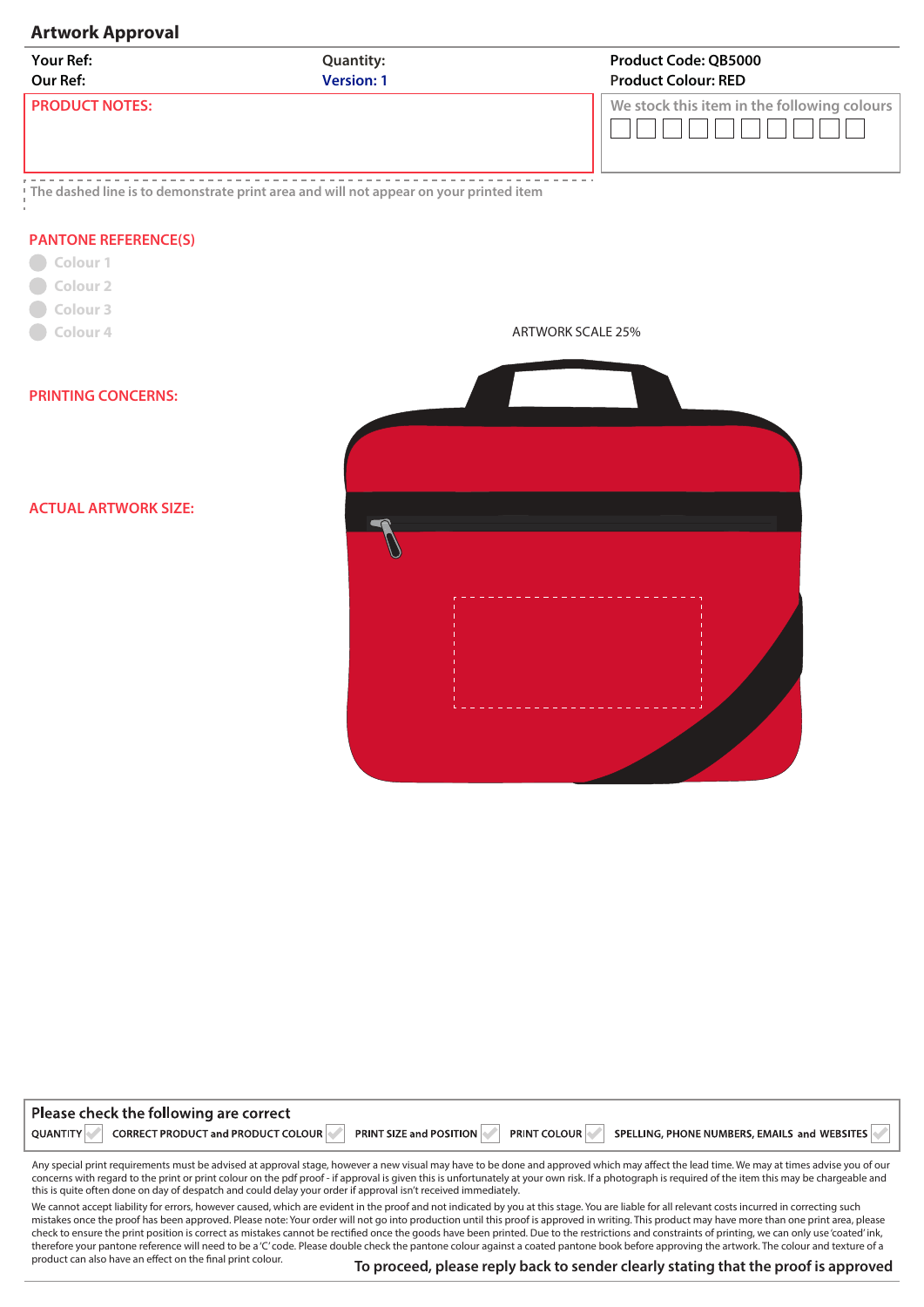## Artwork Approval

**Your Ref:**

**Our Ref:**

**Quantity:**

**Version: 1**

**Product Code: QB5000**

**Product Colour: RED**

**PRODUCT NOTES:**

We stock this item in the following colours

The dashed line is to demonstrate print area and will not appear on your printed item

**PANTONE REFERENCE(S)**

- Colour 1
- Colour 2
- Colour 3
- Colour 4

ARTWORK SCALE 25%

**PRINTING CONCERNS:**

**ACTUAL ARTWORK SIZE:**

**Please check the following are correct**

QUANTITY | CORRECT PRODUCT and PRODUCT COLOUR | PRINT SIZE and POSITION | PRINT COLOUR | SPELLING, PHONE NUMBERS, EMAILS and WEBSITES

Any special print requirements must be advised at approval stage, however a new visual may have to be done and approved which may affect the lead time. We may at times advise you of our concerns with regard to the print or print colour on the pdf proof - if approval is given this is unfortunately at your own risk. If a photograph is required of the item this may be chargeable and this is quite often done on day of despatch and could delay your order if approval isn't received immediately.

We cannot accept liability for errors, however caused, which are evident in the proof and not indicated by you at this stage. You are liable for all relevant costs incurred in correcting such mistakes once the proof has been approved. Please note: Your order will not go into production until this proof is approved in writing. This product may have more than one print area, please check to ensure the print position is correct as mistakes cannot be rectified once the goods have been printed. Due to the restrictions and constraints of printing, we can only use 'coated' ink, therefore your pantone reference will need to be a 'C' code. Please double check the pantone colour against a coated pantone book before approving the artwork. The colour and texture of a product can also have an effect on the final print colour.

**To proceed, please reply back to sender clearly stating that the proof is approved**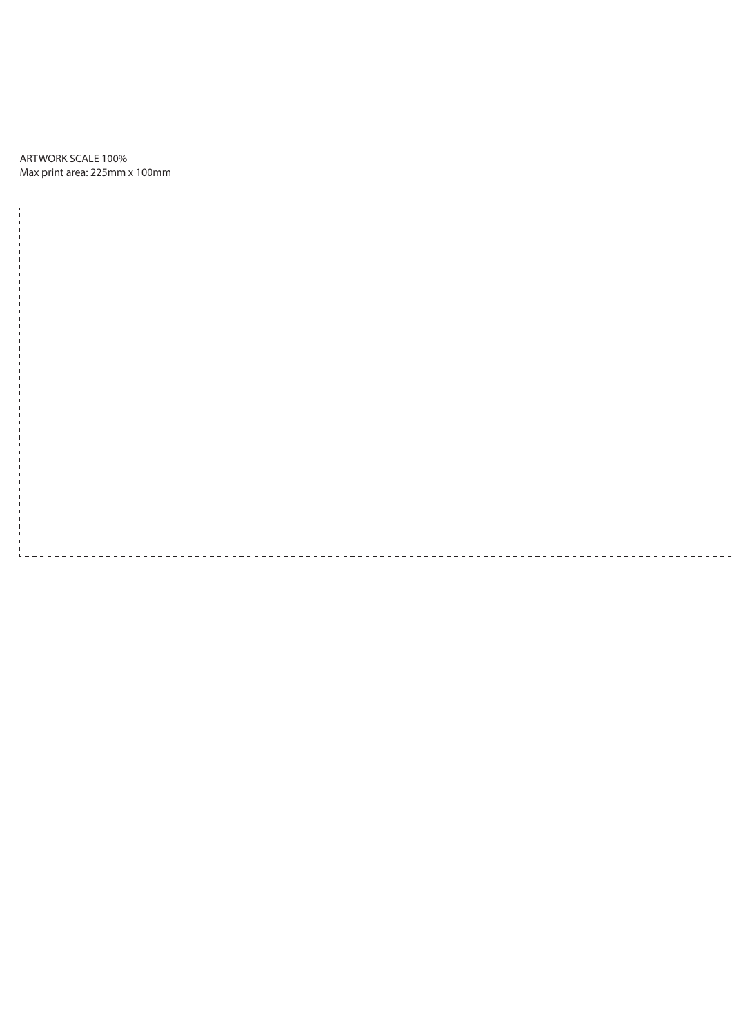ARTWORK SCALE 100%
Max print area: 225mm x 100mm